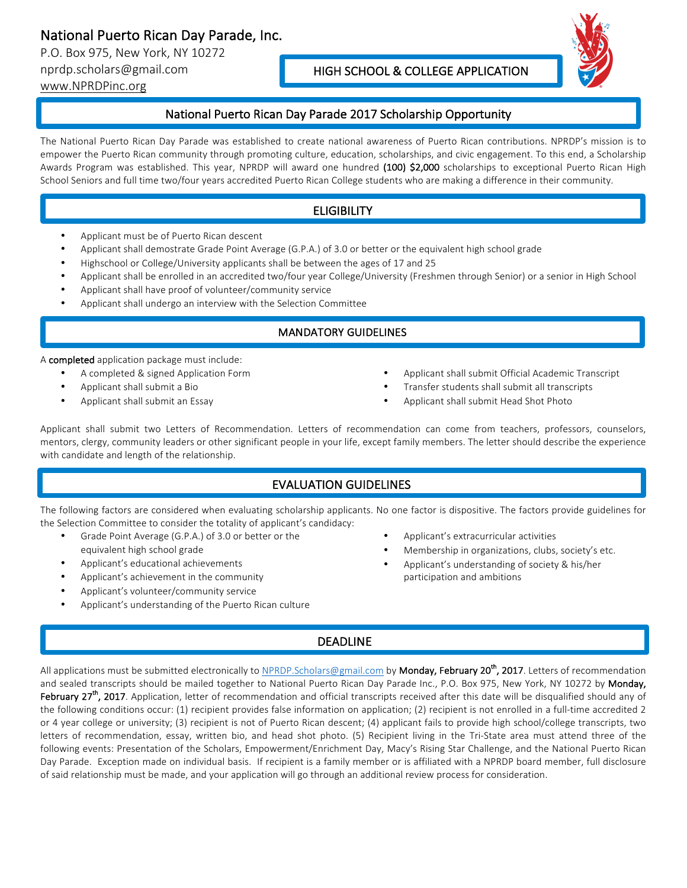National Puerto Rican Day Parade, Inc.
P.O. Box 975, New York, NY 10272
nprdp.scholars@gmail.com
www.NPRDPinc.org

**HIGH SCHOOL & COLLEGE APPLICATION**

# National Puerto Rican Day Parade 2017 Scholarship Opportunity

The National Puerto Rican Day Parade was established to create national awareness of Puerto Rican contributions. NPRDP's mission is to empower the Puerto Rican community through promoting culture, education, scholarships, and civic engagement. To this end, a Scholarship Awards Program was established. This year, NPRDP will award one hundred **(100) $2,000** scholarships to exceptional Puerto Rican High School Seniors and full time two/four years accredited Puerto Rican College students who are making a difference in their community.

## ELIGIBILITY

- Applicant must be of Puerto Rican descent
- Applicant shall demostrate Grade Point Average (G.P.A.) of 3.0 or better or the equivalent high school grade
- Highschool or College/University applicants shall be between the ages of 17 and 25
- Applicant shall be enrolled in an accredited two/four year College/University (Freshmen through Senior) or a senior in High School
- Applicant shall have proof of volunteer/community service
- Applicant shall undergo an interview with the Selection Committee

## MANDATORY GUIDELINES

A **completed** application package must include:

- A completed & signed Application Form
- Applicant shall submit a Bio
- Applicant shall submit an Essay
- Applicant shall submit Official Academic Transcript
- Transfer students shall submit all transcripts
- Applicant shall submit Head Shot Photo

Applicant shall submit two Letters of Recommendation. Letters of recommendation can come from teachers, professors, counselors, mentors, clergy, community leaders or other significant people in your life, except family members. The letter should describe the experience with candidate and length of the relationship.

## EVALUATION GUIDELINES

The following factors are considered when evaluating scholarship applicants. No one factor is dispositive. The factors provide guidelines for the Selection Committee to consider the totality of applicant's candidacy:

- Grade Point Average (G.P.A.) of 3.0 or better or the equivalent high school grade
- Applicant's educational achievements
- Applicant's achievement in the community
- Applicant's volunteer/community service
- Applicant's understanding of the Puerto Rican culture
- Applicant's extracurricular activities
- Membership in organizations, clubs, society's etc.
- Applicant's understanding of society & his/her participation and ambitions

## DEADLINE

All applications must be submitted electronically to NPRDP.Scholars@gmail.com by **Monday, February 20th, 2017**. Letters of recommendation and sealed transcripts should be mailed together to National Puerto Rican Day Parade Inc., P.O. Box 975, New York, NY 10272 by **Monday, February 27th, 2017**. Application, letter of recommendation and official transcripts received after this date will be disqualified should any of the following conditions occur: (1) recipient provides false information on application; (2) recipient is not enrolled in a full-time accredited 2 or 4 year college or university; (3) recipient is not of Puerto Rican descent; (4) applicant fails to provide high school/college transcripts, two letters of recommendation, essay, written bio, and head shot photo. (5) Recipient living in the Tri-State area must attend three of the following events: Presentation of the Scholars, Empowerment/Enrichment Day, Macy's Rising Star Challenge, and the National Puerto Rican Day Parade. Exception made on individual basis. If recipient is a family member or is affiliated with a NPRDP board member, full disclosure of said relationship must be made, and your application will go through an additional review process for consideration.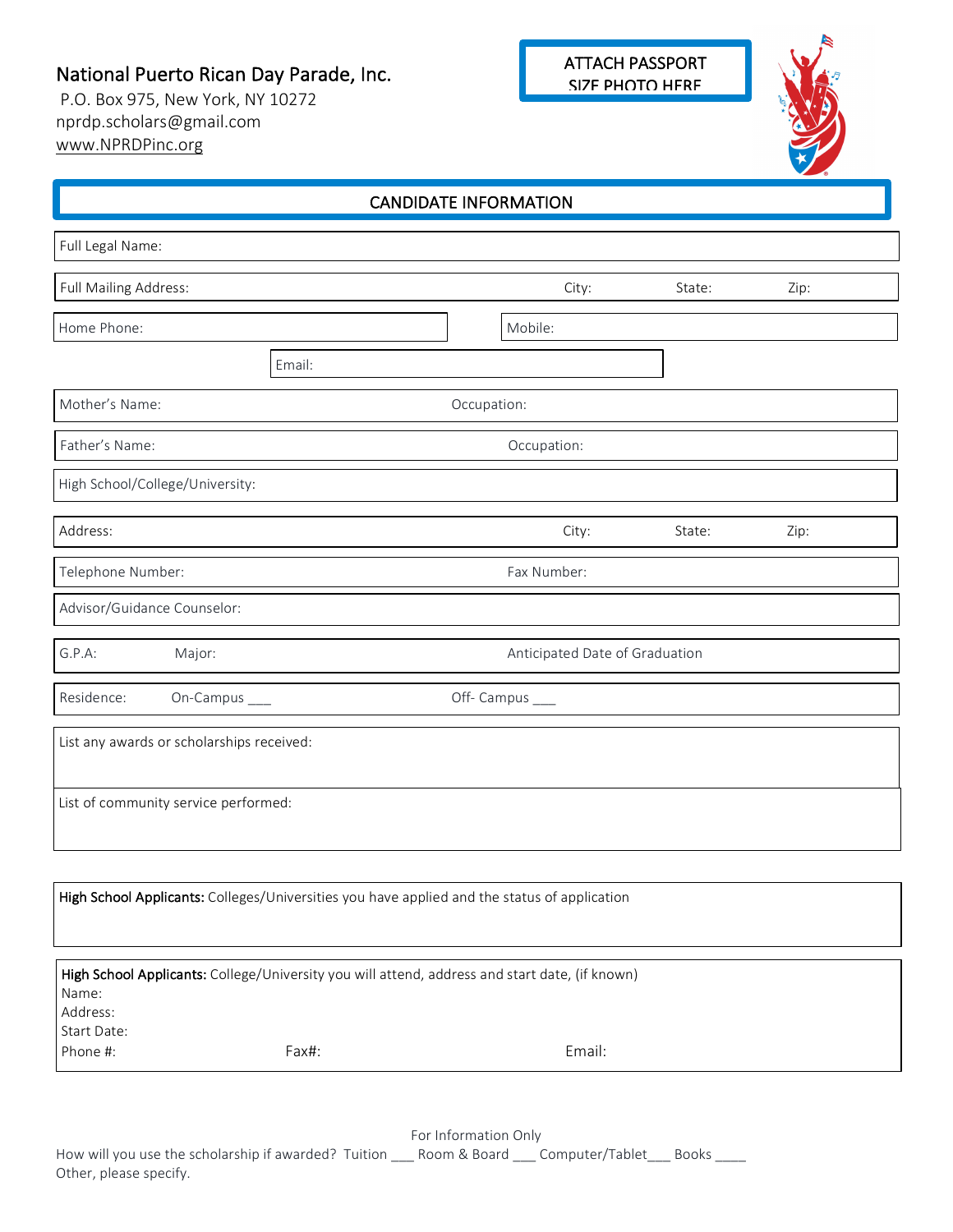National Puerto Rican Day Parade, Inc.
P.O. Box 975, New York, NY 10272
nprdp.scholars@gmail.com
www.NPRDPinc.org

ATTACH PASSPORT SIZE PHOTO HERE

## CANDIDATE INFORMATION

Full Legal Name:

Full Mailing Address: City: State: Zip:

Home Phone: Mobile:

Email:

Mother's Name: Occupation:

Father's Name: Occupation:

High School/College/University:

Address: City: State: Zip:

Telephone Number: Fax Number:

Advisor/Guidance Counselor:

G.P.A: Major: Anticipated Date of Graduation

Residence: On-Campus ___ Off- Campus ___

List any awards or scholarships received:

List of community service performed:

**High School Applicants:** Colleges/Universities you have applied and the status of application

**High School Applicants:** College/University you will attend, address and start date, (if known)
Name:
Address:
Start Date:
Phone #: Fax#: Email:

For Information Only
How will you use the scholarship if awarded? Tuition ___ Room & Board ___ Computer/Tablet___ Books ____
Other, please specify.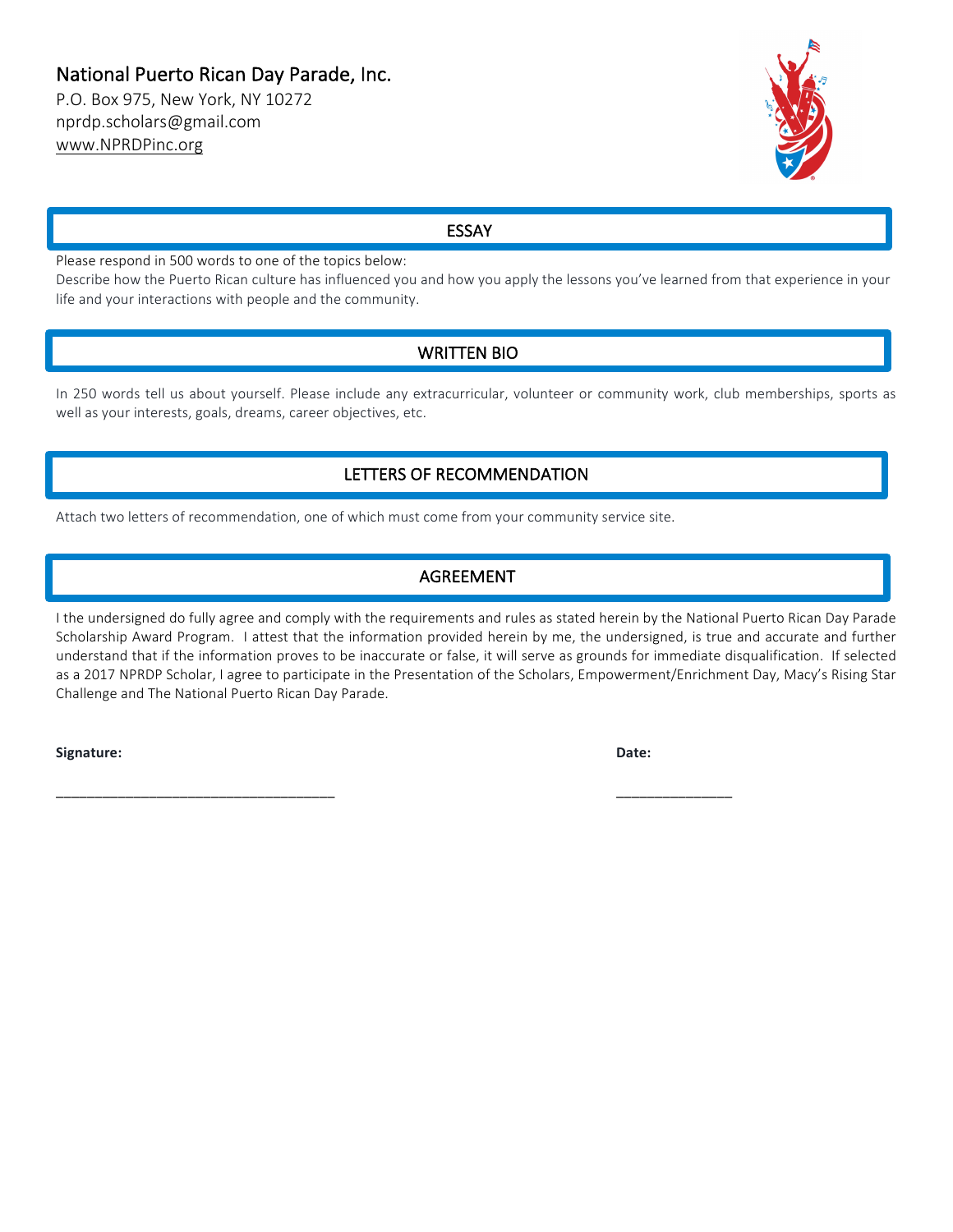National Puerto Rican Day Parade, Inc.
P.O. Box 975, New York, NY 10272
nprdp.scholars@gmail.com
www.NPRDPinc.org

## ESSAY

Please respond in 500 words to one of the topics below:
Describe how the Puerto Rican culture has influenced you and how you apply the lessons you've learned from that experience in your life and your interactions with people and the community.

## WRITTEN BIO

In 250 words tell us about yourself. Please include any extracurricular, volunteer or community work, club memberships, sports as well as your interests, goals, dreams, career objectives, etc.

## LETTERS OF RECOMMENDATION

Attach two letters of recommendation, one of which must come from your community service site.

## AGREEMENT

I the undersigned do fully agree and comply with the requirements and rules as stated herein by the National Puerto Rican Day Parade Scholarship Award Program. I attest that the information provided herein by me, the undersigned, is true and accurate and further understand that if the information proves to be inaccurate or false, it will serve as grounds for immediate disqualification. If selected as a 2017 NPRDP Scholar, I agree to participate in the Presentation of the Scholars, Empowerment/Enrichment Day, Macy's Rising Star Challenge and The National Puerto Rican Day Parade.

**Signature:** ___________________________________

**Date:** _______________